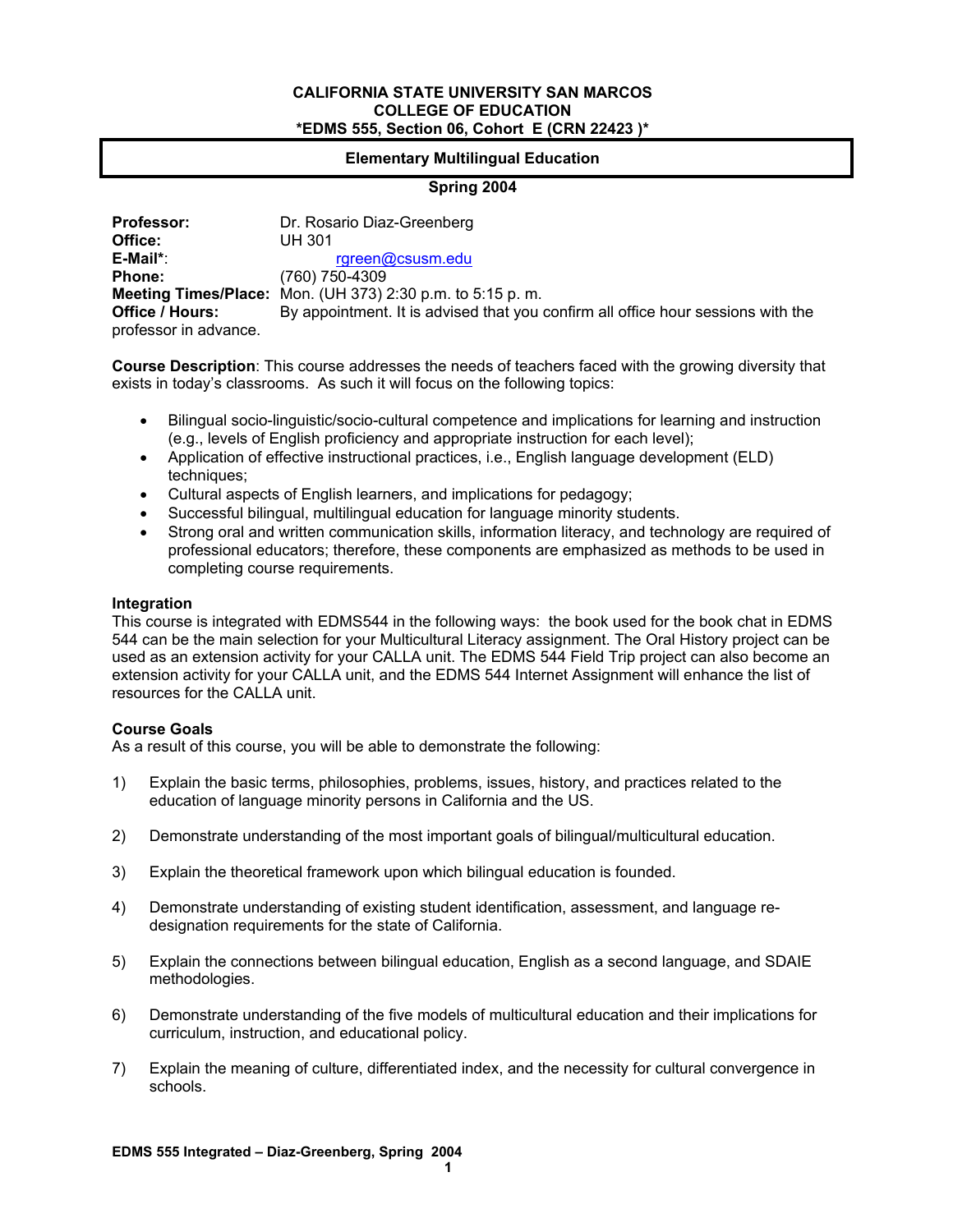**CALIFORNIA STATE UNIVERSITY SAN MARCOS**
**COLLEGE OF EDUCATION**
**\*EDMS 555, Section 06, Cohort E (CRN 22423 )\***

**Elementary Multilingual Education**

**Spring 2004**

**Professor:** Dr. Rosario Diaz-Greenberg
**Office:** UH 301
**E-Mail\***: rgreen@csusm.edu
**Phone:** (760) 750-4309
**Meeting Times/Place:** Mon. (UH 373) 2:30 p.m. to 5:15 p. m.
**Office / Hours:** By appointment. It is advised that you confirm all office hour sessions with the professor in advance.

**Course Description**: This course addresses the needs of teachers faced with the growing diversity that exists in today's classrooms. As such it will focus on the following topics:

- Bilingual socio-linguistic/socio-cultural competence and implications for learning and instruction (e.g., levels of English proficiency and appropriate instruction for each level);
- Application of effective instructional practices, i.e., English language development (ELD) techniques;
- Cultural aspects of English learners, and implications for pedagogy;
- Successful bilingual, multilingual education for language minority students.
- Strong oral and written communication skills, information literacy, and technology are required of professional educators; therefore, these components are emphasized as methods to be used in completing course requirements.

**Integration**
This course is integrated with EDMS544 in the following ways: the book used for the book chat in EDMS 544 can be the main selection for your Multicultural Literacy assignment. The Oral History project can be used as an extension activity for your CALLA unit. The EDMS 544 Field Trip project can also become an extension activity for your CALLA unit, and the EDMS 544 Internet Assignment will enhance the list of resources for the CALLA unit.

**Course Goals**
As a result of this course, you will be able to demonstrate the following:

1) Explain the basic terms, philosophies, problems, issues, history, and practices related to the education of language minority persons in California and the US.

2) Demonstrate understanding of the most important goals of bilingual/multicultural education.

3) Explain the theoretical framework upon which bilingual education is founded.

4) Demonstrate understanding of existing student identification, assessment, and language re-designation requirements for the state of California.

5) Explain the connections between bilingual education, English as a second language, and SDAIE methodologies.

6) Demonstrate understanding of the five models of multicultural education and their implications for curriculum, instruction, and educational policy.

7) Explain the meaning of culture, differentiated index, and the necessity for cultural convergence in schools.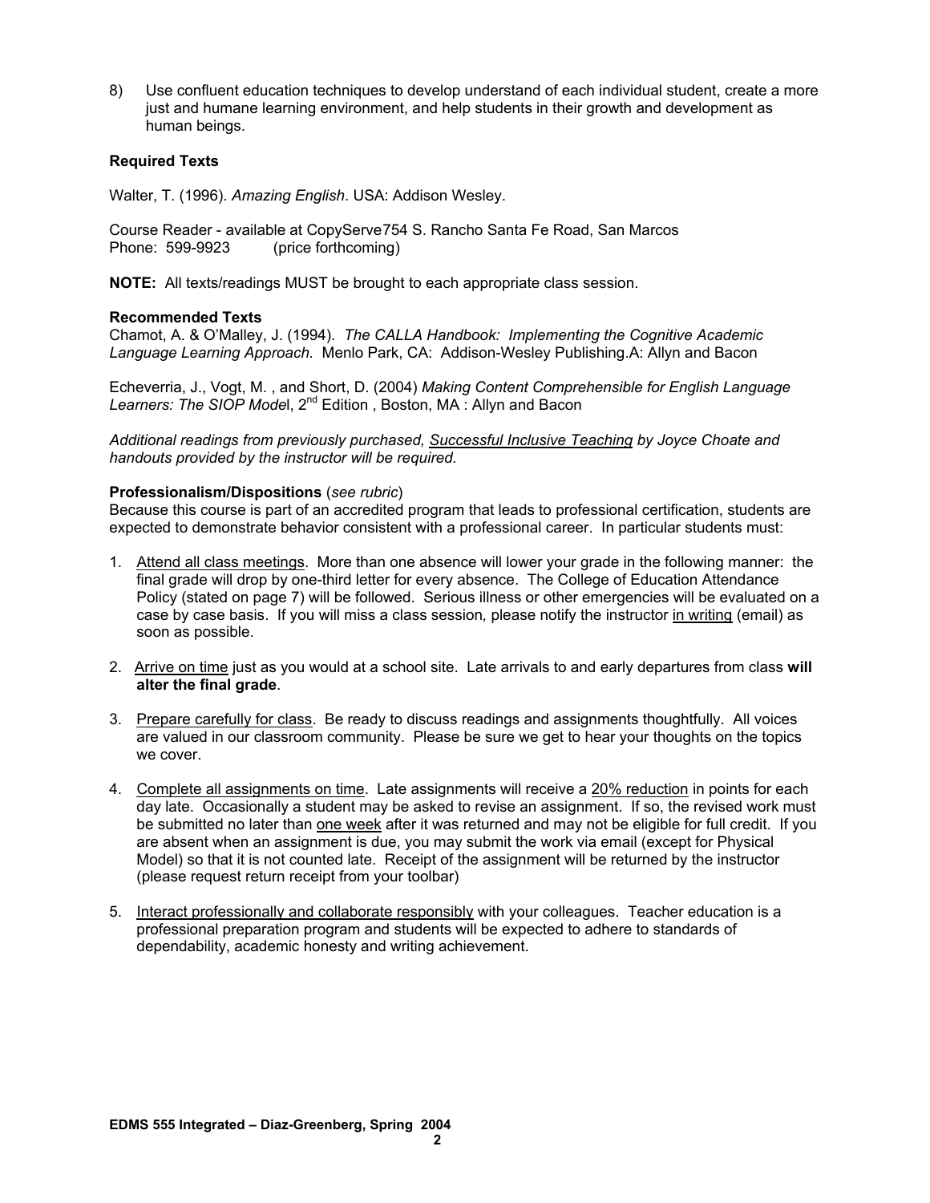8) Use confluent education techniques to develop understand of each individual student, create a more just and humane learning environment, and help students in their growth and development as human beings.

**Required Texts**

Walter, T. (1996). *Amazing English*. USA: Addison Wesley.

Course Reader - available at CopyServe754 S. Rancho Santa Fe Road, San Marcos
Phone: 599-9923 (price forthcoming)

**NOTE:** All texts/readings MUST be brought to each appropriate class session.

**Recommended Texts**

Chamot, A. & O'Malley, J. (1994). *The CALLA Handbook: Implementing the Cognitive Academic Language Learning Approach.* Menlo Park, CA: Addison-Wesley Publishing.A: Allyn and Bacon

Echeverria, J., Vogt, M. , and Short, D. (2004) *Making Content Comprehensible for English Language Learners: The SIOP Mode*l, 2nd Edition , Boston, MA : Allyn and Bacon

*Additional readings from previously purchased, Successful Inclusive Teaching by Joyce Choate and handouts provided by the instructor will be required.*

**Professionalism/Dispositions** (*see rubric*)

Because this course is part of an accredited program that leads to professional certification, students are expected to demonstrate behavior consistent with a professional career. In particular students must:

1. Attend all class meetings. More than one absence will lower your grade in the following manner: the final grade will drop by one-third letter for every absence. The College of Education Attendance Policy (stated on page 7) will be followed. Serious illness or other emergencies will be evaluated on a case by case basis. If you will miss a class session, please notify the instructor in writing (email) as soon as possible.

2. Arrive on time just as you would at a school site. Late arrivals to and early departures from class **will alter the final grade**.

3. Prepare carefully for class. Be ready to discuss readings and assignments thoughtfully. All voices are valued in our classroom community. Please be sure we get to hear your thoughts on the topics we cover.

4. Complete all assignments on time. Late assignments will receive a 20% reduction in points for each day late. Occasionally a student may be asked to revise an assignment. If so, the revised work must be submitted no later than one week after it was returned and may not be eligible for full credit. If you are absent when an assignment is due, you may submit the work via email (except for Physical Model) so that it is not counted late. Receipt of the assignment will be returned by the instructor (please request return receipt from your toolbar)

5. Interact professionally and collaborate responsibly with your colleagues. Teacher education is a professional preparation program and students will be expected to adhere to standards of dependability, academic honesty and writing achievement.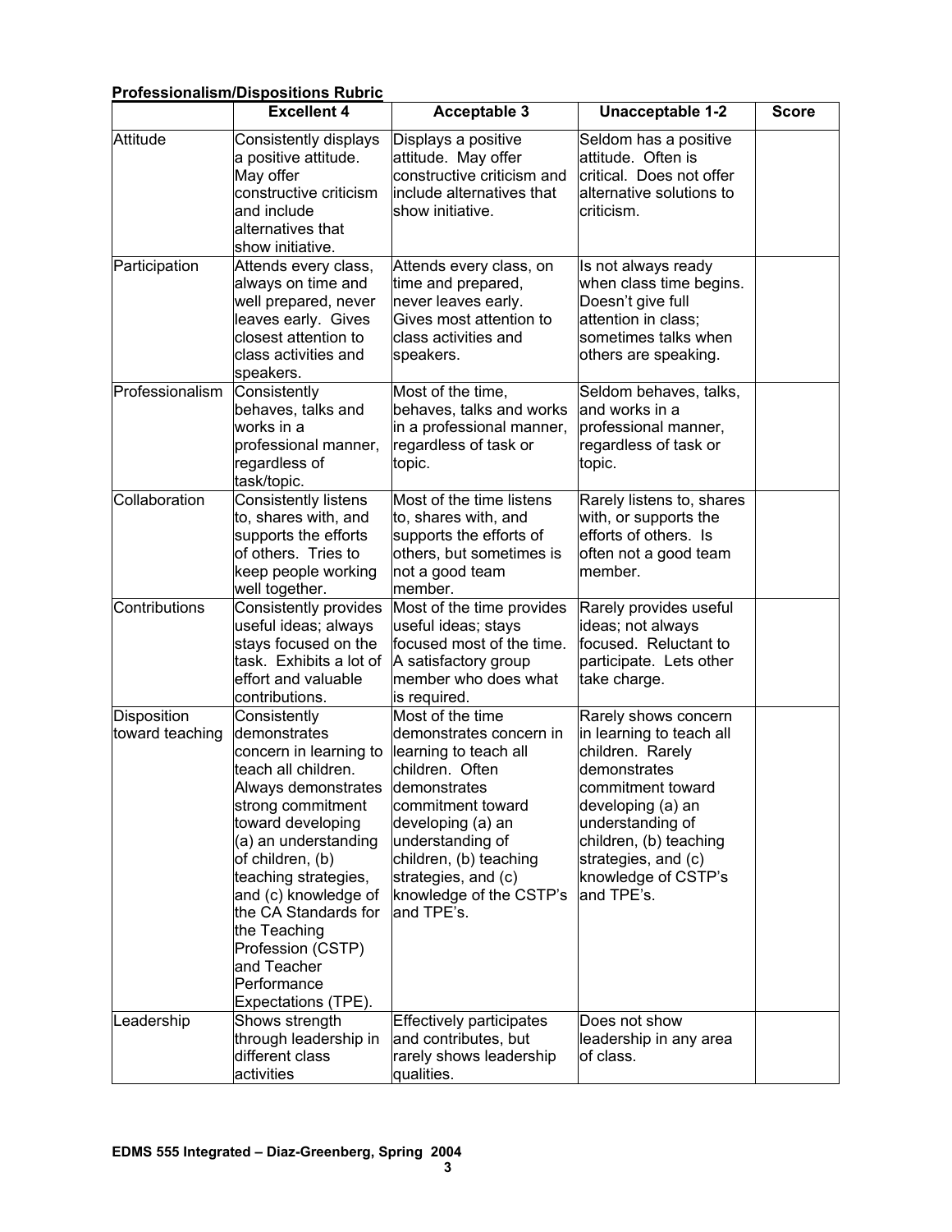**Professionalism/Dispositions Rubric**

| | Excellent 4 | Acceptable 3 | Unacceptable 1-2 | Score |
|---|---|---|---|---|
| Attitude | Consistently displays a positive attitude. May offer constructive criticism and include alternatives that show initiative. | Displays a positive attitude. May offer constructive criticism and include alternatives that show initiative. | Seldom has a positive attitude. Often is critical. Does not offer alternative solutions to criticism. | |
| Participation | Attends every class, always on time and well prepared, never leaves early. Gives closest attention to class activities and speakers. | Attends every class, on time and prepared, never leaves early. Gives most attention to class activities and speakers. | Is not always ready when class time begins. Doesn't give full attention in class; sometimes talks when others are speaking. | |
| Professionalism | Consistently behaves, talks and works in a professional manner, regardless of task/topic. | Most of the time, behaves, talks and works in a professional manner, regardless of task or topic. | Seldom behaves, talks, and works in a professional manner, regardless of task or topic. | |
| Collaboration | Consistently listens to, shares with, and supports the efforts of others. Tries to keep people working well together. | Most of the time listens to, shares with, and supports the efforts of others, but sometimes is not a good team member. | Rarely listens to, shares with, or supports the efforts of others. Is often not a good team member. | |
| Contributions | Consistently provides useful ideas; always stays focused on the task. Exhibits a lot of effort and valuable contributions. | Most of the time provides useful ideas; stays focused most of the time. A satisfactory group member who does what is required. | Rarely provides useful ideas; not always focused. Reluctant to participate. Lets other take charge. | |
| Disposition toward teaching | Consistently demonstrates concern in learning to teach all children. Always demonstrates strong commitment toward developing (a) an understanding of children, (b) teaching strategies, and (c) knowledge of the CA Standards for the Teaching Profession (CSTP) and Teacher Performance Expectations (TPE). | Most of the time demonstrates concern in learning to teach all children. Often demonstrates commitment toward developing (a) an understanding of children, (b) teaching strategies, and (c) knowledge of the CSTP's and TPE's. | Rarely shows concern in learning to teach all children. Rarely demonstrates commitment toward developing (a) an understanding of children, (b) teaching strategies, and (c) knowledge of CSTP's and TPE's. | |
| Leadership | Shows strength through leadership in different class activities | Effectively participates and contributes, but rarely shows leadership qualities. | Does not show leadership in any area of class. | |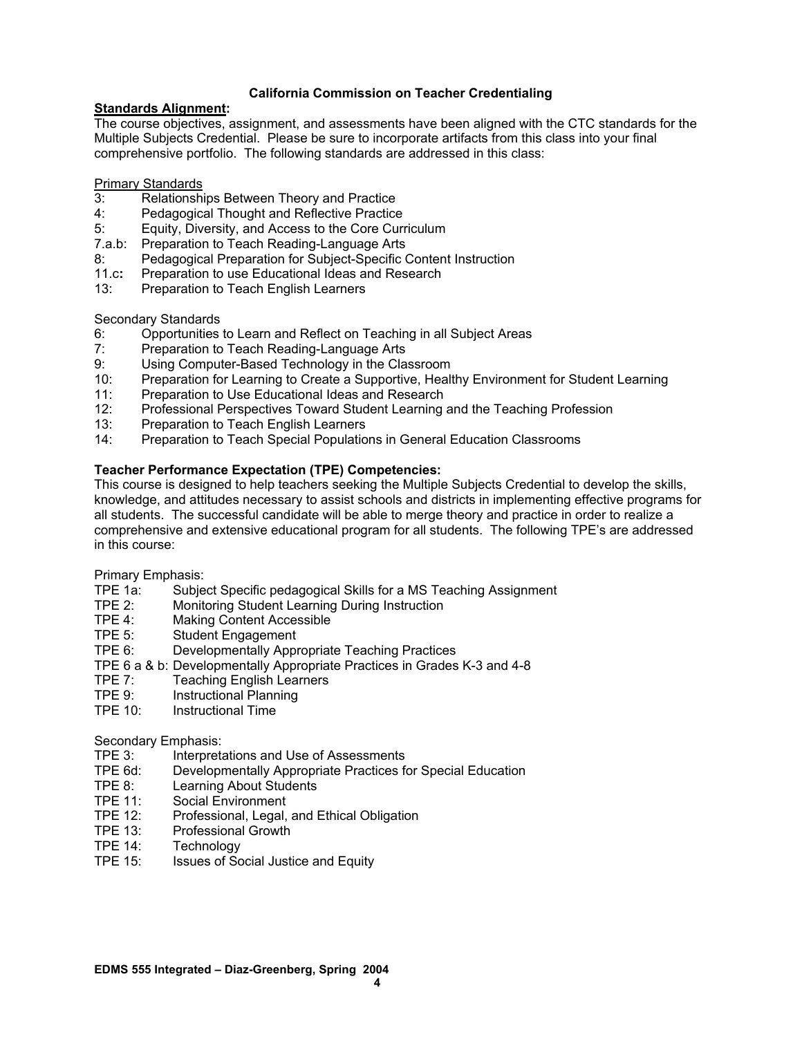### California Commission on Teacher Credentialing

**Standards Alignment:**

The course objectives, assignment, and assessments have been aligned with the CTC standards for the Multiple Subjects Credential. Please be sure to incorporate artifacts from this class into your final comprehensive portfolio. The following standards are addressed in this class:

Primary Standards

- 3: Relationships Between Theory and Practice
- 4: Pedagogical Thought and Reflective Practice
- 5: Equity, Diversity, and Access to the Core Curriculum
- 7.a.b: Preparation to Teach Reading-Language Arts
- 8: Pedagogical Preparation for Subject-Specific Content Instruction
- 11.c: Preparation to use Educational Ideas and Research
- 13: Preparation to Teach English Learners

Secondary Standards

- 6: Opportunities to Learn and Reflect on Teaching in all Subject Areas
- 7: Preparation to Teach Reading-Language Arts
- 9: Using Computer-Based Technology in the Classroom
- 10: Preparation for Learning to Create a Supportive, Healthy Environment for Student Learning
- 11: Preparation to Use Educational Ideas and Research
- 12: Professional Perspectives Toward Student Learning and the Teaching Profession
- 13: Preparation to Teach English Learners
- 14: Preparation to Teach Special Populations in General Education Classrooms

**Teacher Performance Expectation (TPE) Competencies:**

This course is designed to help teachers seeking the Multiple Subjects Credential to develop the skills, knowledge, and attitudes necessary to assist schools and districts in implementing effective programs for all students. The successful candidate will be able to merge theory and practice in order to realize a comprehensive and extensive educational program for all students. The following TPE's are addressed in this course:

Primary Emphasis:

- TPE 1a: Subject Specific pedagogical Skills for a MS Teaching Assignment
- TPE 2: Monitoring Student Learning During Instruction
- TPE 4: Making Content Accessible
- TPE 5: Student Engagement
- TPE 6: Developmentally Appropriate Teaching Practices
- TPE 6 a & b: Developmentally Appropriate Practices in Grades K-3 and 4-8
- TPE 7: Teaching English Learners
- TPE 9: Instructional Planning
- TPE 10: Instructional Time

Secondary Emphasis:

- TPE 3: Interpretations and Use of Assessments
- TPE 6d: Developmentally Appropriate Practices for Special Education
- TPE 8: Learning About Students
- TPE 11: Social Environment
- TPE 12: Professional, Legal, and Ethical Obligation
- TPE 13: Professional Growth
- TPE 14: Technology
- TPE 15: Issues of Social Justice and Equity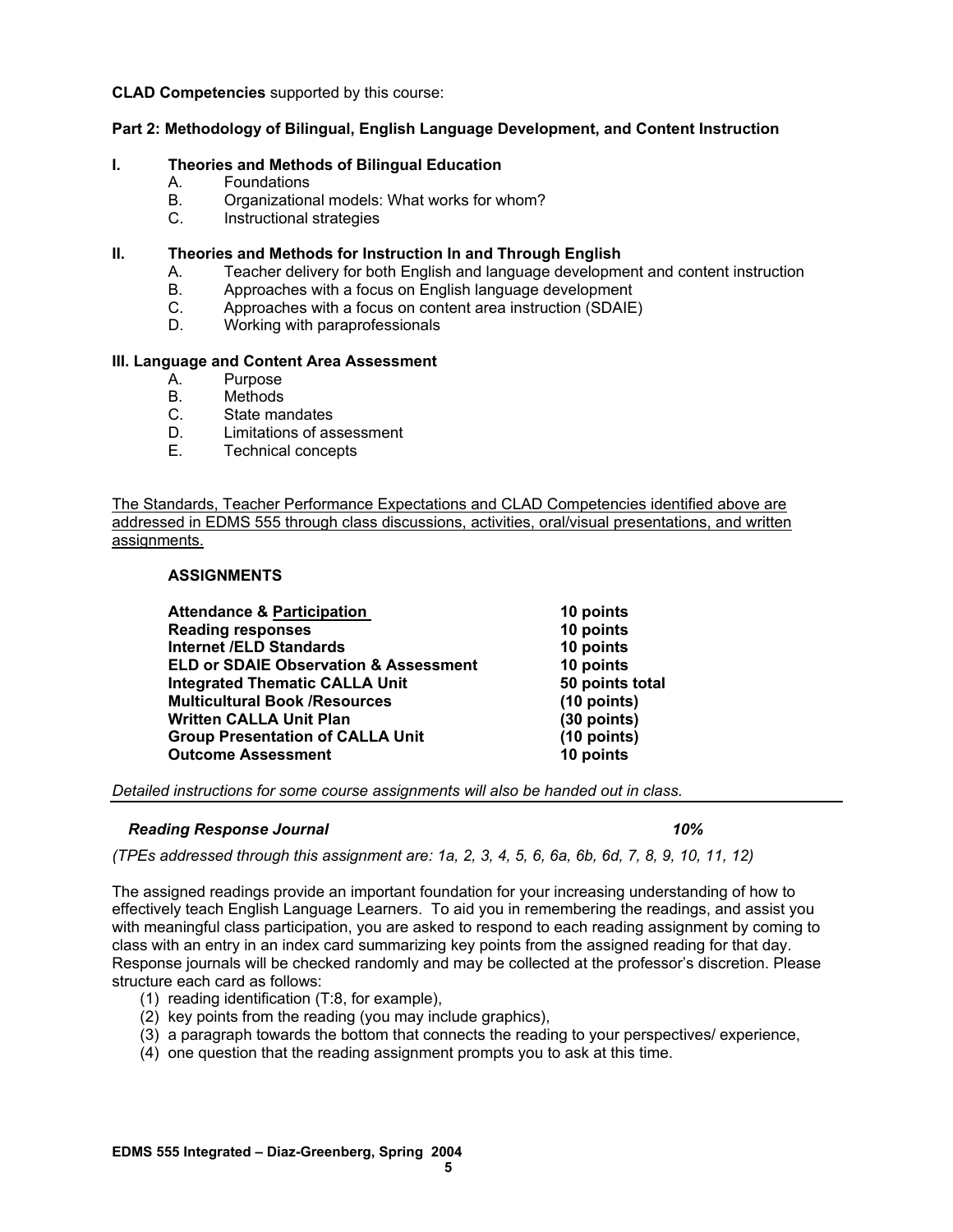**CLAD Competencies** supported by this course:

**Part 2: Methodology of Bilingual, English Language Development, and Content Instruction**

**I. Theories and Methods of Bilingual Education**

A. Foundations
B. Organizational models: What works for whom?
C. Instructional strategies

**II. Theories and Methods for Instruction In and Through English**

A. Teacher delivery for both English and language development and content instruction
B. Approaches with a focus on English language development
C. Approaches with a focus on content area instruction (SDAIE)
D. Working with paraprofessionals

**III. Language and Content Area Assessment**

A. Purpose
B. Methods
C. State mandates
D. Limitations of assessment
E. Technical concepts

The Standards, Teacher Performance Expectations and CLAD Competencies identified above are addressed in EDMS 555 through class discussions, activities, oral/visual presentations, and written assignments.

**ASSIGNMENTS**

| | |
|---|---|
| **Attendance & Participation** | **10 points** |
| **Reading responses** | **10 points** |
| **Internet /ELD Standards** | **10 points** |
| **ELD or SDAIE Observation & Assessment** | **10 points** |
| **Integrated Thematic CALLA Unit** | **50 points total** |
| **Multicultural Book /Resources** | **(10 points)** |
| **Written CALLA Unit Plan** | **(30 points)** |
| **Group Presentation of CALLA Unit** | **(10 points)** |
| **Outcome Assessment** | **10 points** |

*Detailed instructions for some course assignments will also be handed out in class.*

***Reading Response Journal*** ***10%***

*(TPEs addressed through this assignment are: 1a, 2, 3, 4, 5, 6, 6a, 6b, 6d, 7, 8, 9, 10, 11, 12)*

The assigned readings provide an important foundation for your increasing understanding of how to effectively teach English Language Learners. To aid you in remembering the readings, and assist you with meaningful class participation, you are asked to respond to each reading assignment by coming to class with an entry in an index card summarizing key points from the assigned reading for that day. Response journals will be checked randomly and may be collected at the professor's discretion. Please structure each card as follows:

(1) reading identification (T:8, for example),
(2) key points from the reading (you may include graphics),
(3) a paragraph towards the bottom that connects the reading to your perspectives/ experience,
(4) one question that the reading assignment prompts you to ask at this time.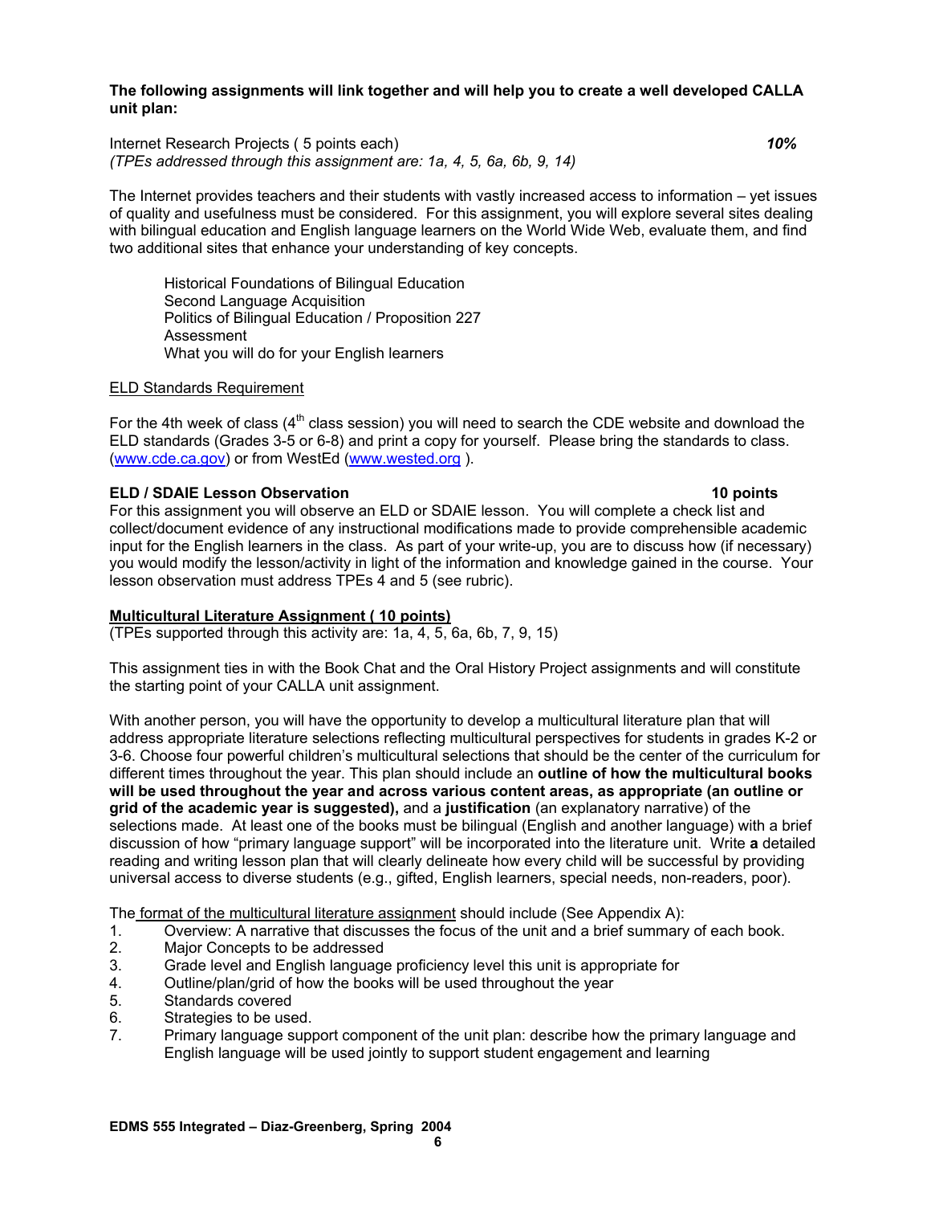**The following assignments will link together and will help you to create a well developed CALLA unit plan:**

Internet Research Projects ( 5 points each) ***10%***
*(TPEs addressed through this assignment are: 1a, 4, 5, 6a, 6b, 9, 14)*

The Internet provides teachers and their students with vastly increased access to information – yet issues of quality and usefulness must be considered. For this assignment, you will explore several sites dealing with bilingual education and English language learners on the World Wide Web, evaluate them, and find two additional sites that enhance your understanding of key concepts.

Historical Foundations of Bilingual Education
Second Language Acquisition
Politics of Bilingual Education / Proposition 227
Assessment
What you will do for your English learners

<u>ELD Standards Requirement</u>

For the 4th week of class (4th class session) you will need to search the CDE website and download the ELD standards (Grades 3-5 or 6-8) and print a copy for yourself. Please bring the standards to class. (www.cde.ca.gov) or from WestEd (www.wested.org ).

**ELD / SDAIE Lesson Observation 10 points**
For this assignment you will observe an ELD or SDAIE lesson. You will complete a check list and collect/document evidence of any instructional modifications made to provide comprehensible academic input for the English learners in the class. As part of your write-up, you are to discuss how (if necessary) you would modify the lesson/activity in light of the information and knowledge gained in the course. Your lesson observation must address TPEs 4 and 5 (see rubric).

**<u>Multicultural Literature Assignment ( 10 points)</u>**
(TPEs supported through this activity are: 1a, 4, 5, 6a, 6b, 7, 9, 15)

This assignment ties in with the Book Chat and the Oral History Project assignments and will constitute the starting point of your CALLA unit assignment.

With another person, you will have the opportunity to develop a multicultural literature plan that will address appropriate literature selections reflecting multicultural perspectives for students in grades K-2 or 3-6. Choose four powerful children's multicultural selections that should be the center of the curriculum for different times throughout the year. This plan should include an **outline of how the multicultural books will be used throughout the year and across various content areas, as appropriate (an outline or grid of the academic year is suggested),** and a **justification** (an explanatory narrative) of the selections made. At least one of the books must be bilingual (English and another language) with a brief discussion of how "primary language support" will be incorporated into the literature unit. Write **a** detailed reading and writing lesson plan that will clearly delineate how every child will be successful by providing universal access to diverse students (e.g., gifted, English learners, special needs, non-readers, poor).

The <u>format of the multicultural literature assignment</u> should include (See Appendix A):

1. Overview: A narrative that discusses the focus of the unit and a brief summary of each book.
2. Major Concepts to be addressed
3. Grade level and English language proficiency level this unit is appropriate for
4. Outline/plan/grid of how the books will be used throughout the year
5. Standards covered
6. Strategies to be used.
7. Primary language support component of the unit plan: describe how the primary language and English language will be used jointly to support student engagement and learning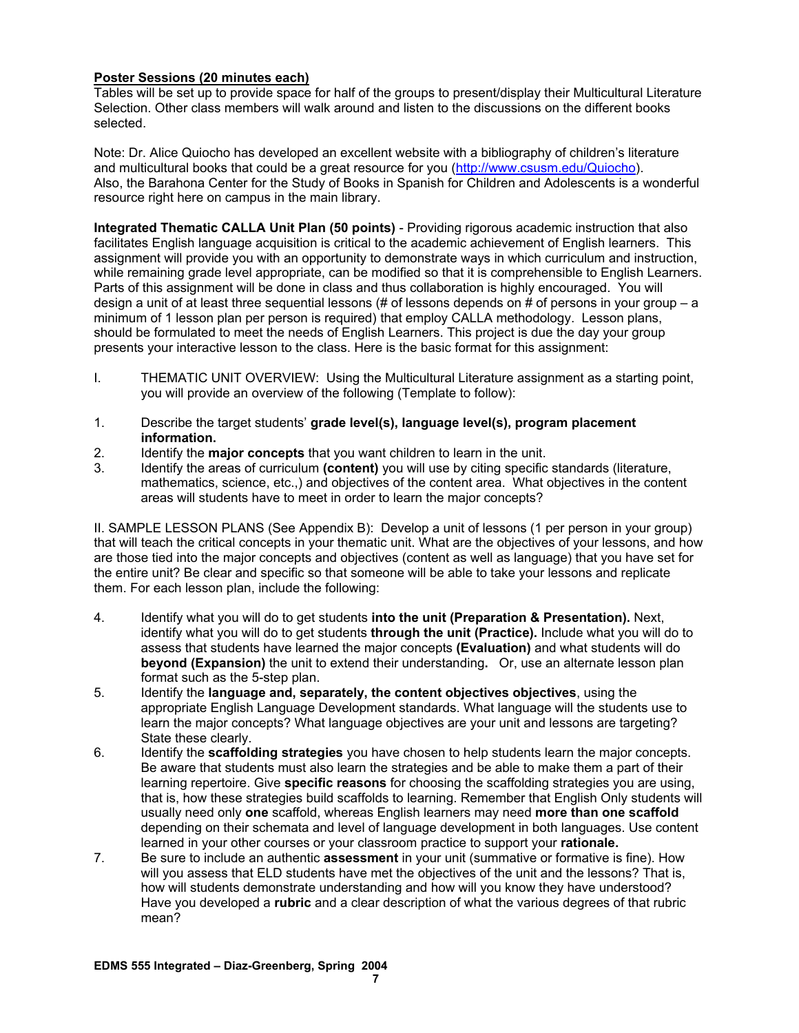**Poster Sessions (20 minutes each)**

Tables will be set up to provide space for half of the groups to present/display their Multicultural Literature Selection. Other class members will walk around and listen to the discussions on the different books selected.

Note: Dr. Alice Quiocho has developed an excellent website with a bibliography of children's literature and multicultural books that could be a great resource for you (http://www.csusm.edu/Quiocho). Also, the Barahona Center for the Study of Books in Spanish for Children and Adolescents is a wonderful resource right here on campus in the main library.

**Integrated Thematic CALLA Unit Plan (50 points)** - Providing rigorous academic instruction that also facilitates English language acquisition is critical to the academic achievement of English learners. This assignment will provide you with an opportunity to demonstrate ways in which curriculum and instruction, while remaining grade level appropriate, can be modified so that it is comprehensible to English Learners. Parts of this assignment will be done in class and thus collaboration is highly encouraged. You will design a unit of at least three sequential lessons (# of lessons depends on # of persons in your group – a minimum of 1 lesson plan per person is required) that employ CALLA methodology. Lesson plans, should be formulated to meet the needs of English Learners. This project is due the day your group presents your interactive lesson to the class. Here is the basic format for this assignment:

I. THEMATIC UNIT OVERVIEW: Using the Multicultural Literature assignment as a starting point, you will provide an overview of the following (Template to follow):

1. Describe the target students' **grade level(s), language level(s), program placement information.**
2. Identify the **major concepts** that you want children to learn in the unit.
3. Identify the areas of curriculum **(content)** you will use by citing specific standards (literature, mathematics, science, etc.,) and objectives of the content area. What objectives in the content areas will students have to meet in order to learn the major concepts?

II. SAMPLE LESSON PLANS (See Appendix B): Develop a unit of lessons (1 per person in your group) that will teach the critical concepts in your thematic unit. What are the objectives of your lessons, and how are those tied into the major concepts and objectives (content as well as language) that you have set for the entire unit? Be clear and specific so that someone will be able to take your lessons and replicate them. For each lesson plan, include the following:

4. Identify what you will do to get students **into the unit (Preparation & Presentation).** Next, identify what you will do to get students **through the unit (Practice).** Include what you will do to assess that students have learned the major concepts **(Evaluation)** and what students will do **beyond (Expansion)** the unit to extend their understanding**.** Or, use an alternate lesson plan format such as the 5-step plan.
5. Identify the **language and, separately, the content objectives objectives**, using the appropriate English Language Development standards. What language will the students use to learn the major concepts? What language objectives are your unit and lessons are targeting? State these clearly.
6. Identify the **scaffolding strategies** you have chosen to help students learn the major concepts. Be aware that students must also learn the strategies and be able to make them a part of their learning repertoire. Give **specific reasons** for choosing the scaffolding strategies you are using, that is, how these strategies build scaffolds to learning. Remember that English Only students will usually need only **one** scaffold, whereas English learners may need **more than one scaffold** depending on their schemata and level of language development in both languages. Use content learned in your other courses or your classroom practice to support your **rationale.**
7. Be sure to include an authentic **assessment** in your unit (summative or formative is fine). How will you assess that ELD students have met the objectives of the unit and the lessons? That is, how will students demonstrate understanding and how will you know they have understood? Have you developed a **rubric** and a clear description of what the various degrees of that rubric mean?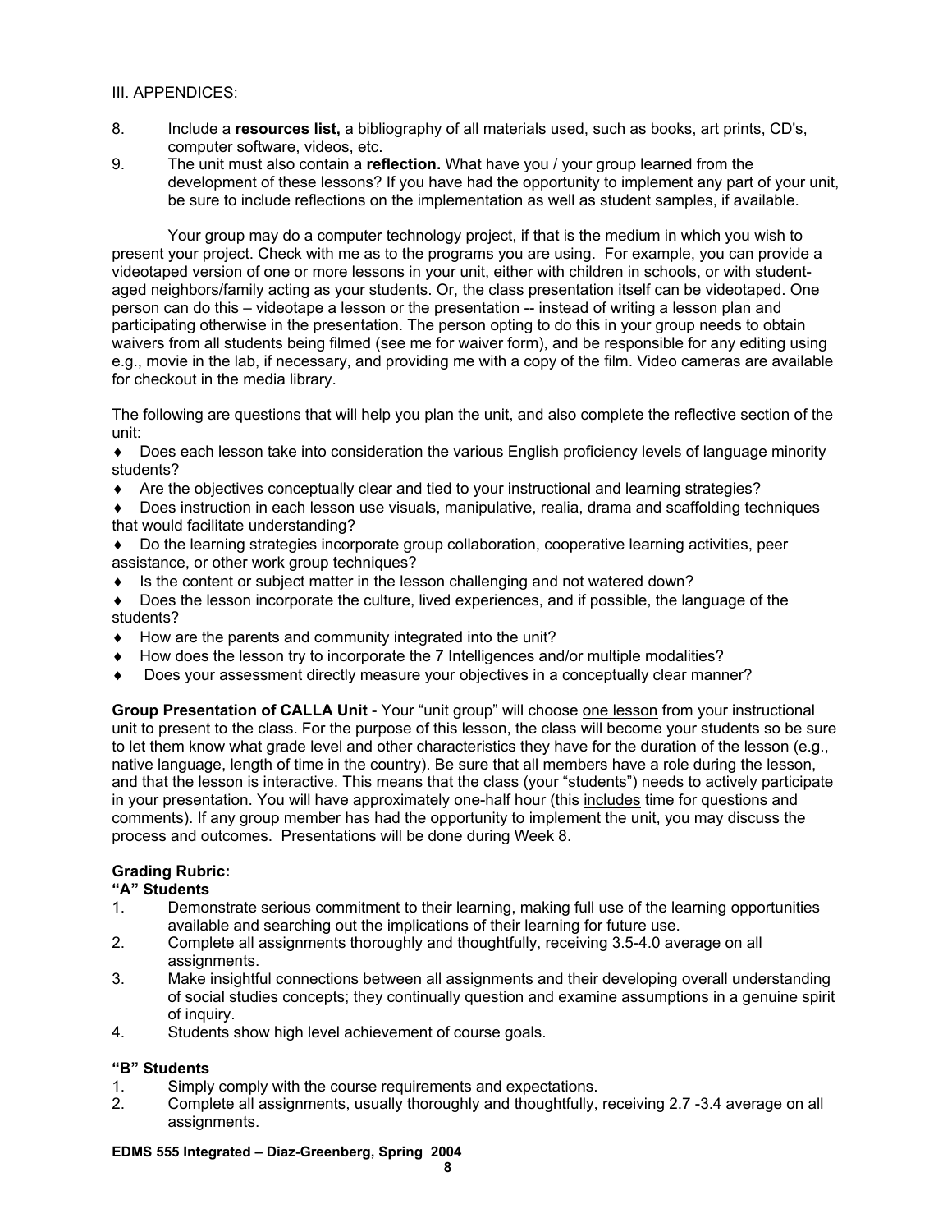III. APPENDICES:

8. Include a **resources list,** a bibliography of all materials used, such as books, art prints, CD's, computer software, videos, etc.
9. The unit must also contain a **reflection.** What have you / your group learned from the development of these lessons? If you have had the opportunity to implement any part of your unit, be sure to include reflections on the implementation as well as student samples, if available.

Your group may do a computer technology project, if that is the medium in which you wish to present your project. Check with me as to the programs you are using. For example, you can provide a videotaped version of one or more lessons in your unit, either with children in schools, or with student-aged neighbors/family acting as your students. Or, the class presentation itself can be videotaped. One person can do this – videotape a lesson or the presentation -- instead of writing a lesson plan and participating otherwise in the presentation. The person opting to do this in your group needs to obtain waivers from all students being filmed (see me for waiver form), and be responsible for any editing using e.g., movie in the lab, if necessary, and providing me with a copy of the film. Video cameras are available for checkout in the media library.

The following are questions that will help you plan the unit, and also complete the reflective section of the unit:

- Does each lesson take into consideration the various English proficiency levels of language minority students?
- Are the objectives conceptually clear and tied to your instructional and learning strategies?
- Does instruction in each lesson use visuals, manipulative, realia, drama and scaffolding techniques that would facilitate understanding?
- Do the learning strategies incorporate group collaboration, cooperative learning activities, peer assistance, or other work group techniques?
- Is the content or subject matter in the lesson challenging and not watered down?
- Does the lesson incorporate the culture, lived experiences, and if possible, the language of the students?
- How are the parents and community integrated into the unit?
- How does the lesson try to incorporate the 7 Intelligences and/or multiple modalities?
- Does your assessment directly measure your objectives in a conceptually clear manner?

**Group Presentation of CALLA Unit** - Your "unit group" will choose one lesson from your instructional unit to present to the class. For the purpose of this lesson, the class will become your students so be sure to let them know what grade level and other characteristics they have for the duration of the lesson (e.g., native language, length of time in the country). Be sure that all members have a role during the lesson, and that the lesson is interactive. This means that the class (your "students") needs to actively participate in your presentation. You will have approximately one-half hour (this includes time for questions and comments). If any group member has had the opportunity to implement the unit, you may discuss the process and outcomes. Presentations will be done during Week 8.

**Grading Rubric:**

**"A" Students**

1. Demonstrate serious commitment to their learning, making full use of the learning opportunities available and searching out the implications of their learning for future use.
2. Complete all assignments thoroughly and thoughtfully, receiving 3.5-4.0 average on all assignments.
3. Make insightful connections between all assignments and their developing overall understanding of social studies concepts; they continually question and examine assumptions in a genuine spirit of inquiry.
4. Students show high level achievement of course goals.

**"B" Students**

1. Simply comply with the course requirements and expectations.
2. Complete all assignments, usually thoroughly and thoughtfully, receiving 2.7 -3.4 average on all assignments.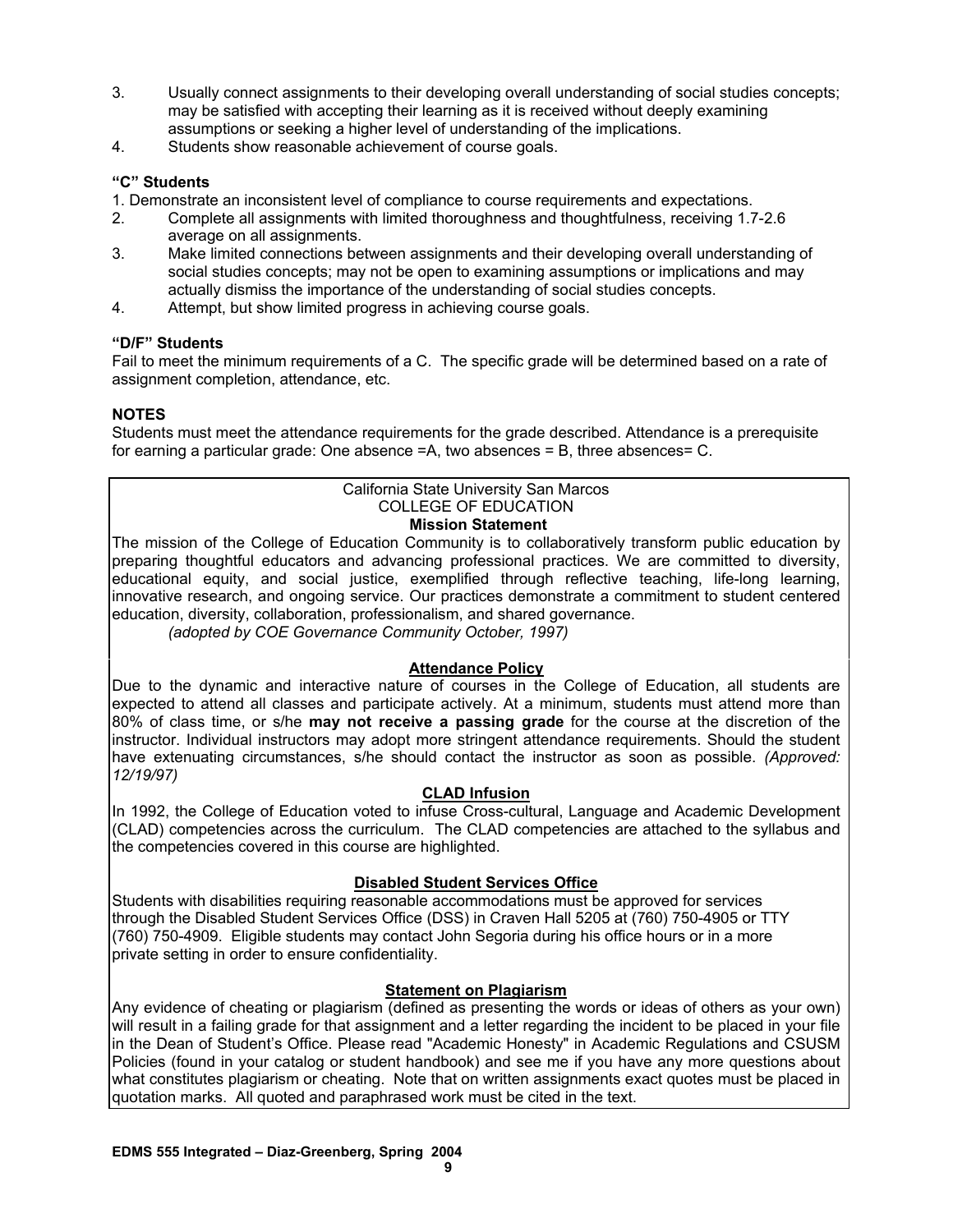3. Usually connect assignments to their developing overall understanding of social studies concepts; may be satisfied with accepting their learning as it is received without deeply examining assumptions or seeking a higher level of understanding of the implications.
4. Students show reasonable achievement of course goals.

**"C" Students**

1. Demonstrate an inconsistent level of compliance to course requirements and expectations.
2. Complete all assignments with limited thoroughness and thoughtfulness, receiving 1.7-2.6 average on all assignments.
3. Make limited connections between assignments and their developing overall understanding of social studies concepts; may not be open to examining assumptions or implications and may actually dismiss the importance of the understanding of social studies concepts.
4. Attempt, but show limited progress in achieving course goals.

**"D/F" Students**

Fail to meet the minimum requirements of a C. The specific grade will be determined based on a rate of assignment completion, attendance, etc.

**NOTES**

Students must meet the attendance requirements for the grade described. Attendance is a prerequisite for earning a particular grade: One absence =A, two absences = B, three absences= C.

California State University San Marcos
COLLEGE OF EDUCATION
**Mission Statement**

The mission of the College of Education Community is to collaboratively transform public education by preparing thoughtful educators and advancing professional practices. We are committed to diversity, educational equity, and social justice, exemplified through reflective teaching, life-long learning, innovative research, and ongoing service. Our practices demonstrate a commitment to student centered education, diversity, collaboration, professionalism, and shared governance.

*(adopted by COE Governance Community October, 1997)*

**Attendance Policy**

Due to the dynamic and interactive nature of courses in the College of Education, all students are expected to attend all classes and participate actively. At a minimum, students must attend more than 80% of class time, or s/he **may not receive a passing grade** for the course at the discretion of the instructor. Individual instructors may adopt more stringent attendance requirements. Should the student have extenuating circumstances, s/he should contact the instructor as soon as possible. *(Approved: 12/19/97)*

**CLAD Infusion**

In 1992, the College of Education voted to infuse Cross-cultural, Language and Academic Development (CLAD) competencies across the curriculum. The CLAD competencies are attached to the syllabus and the competencies covered in this course are highlighted.

**Disabled Student Services Office**

Students with disabilities requiring reasonable accommodations must be approved for services through the Disabled Student Services Office (DSS) in Craven Hall 5205 at (760) 750-4905 or TTY (760) 750-4909. Eligible students may contact John Segoria during his office hours or in a more private setting in order to ensure confidentiality.

**Statement on Plagiarism**

Any evidence of cheating or plagiarism (defined as presenting the words or ideas of others as your own) will result in a failing grade for that assignment and a letter regarding the incident to be placed in your file in the Dean of Student's Office. Please read "Academic Honesty" in Academic Regulations and CSUSM Policies (found in your catalog or student handbook) and see me if you have any more questions about what constitutes plagiarism or cheating. Note that on written assignments exact quotes must be placed in quotation marks. All quoted and paraphrased work must be cited in the text.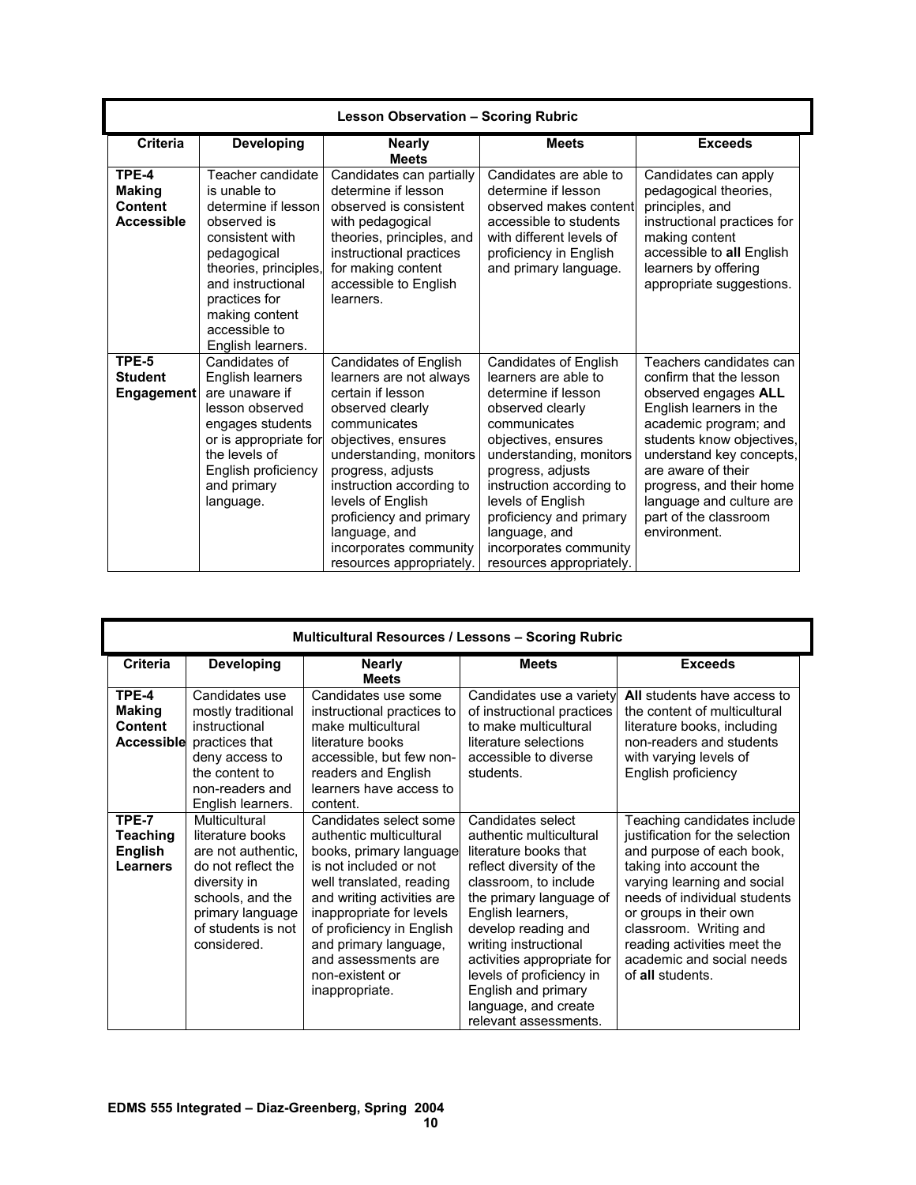| Lesson Observation – Scoring Rubric | | | | |
|---|---|---|---|---|
| **Criteria** | **Developing** | **Nearly Meets** | **Meets** | **Exceeds** |
| **TPE-4 Making Content Accessible** | Teacher candidate is unable to determine if lesson observed is consistent with pedagogical theories, principles, and instructional practices for making content accessible to English learners. | Candidates can partially determine if lesson observed is consistent with pedagogical theories, principles, and instructional practices for making content accessible to English learners. | Candidates are able to determine if lesson observed makes content accessible to students with different levels of proficiency in English and primary language. | Candidates can apply pedagogical theories, principles, and instructional practices for making content accessible to **all** English learners by offering appropriate suggestions. |
| **TPE-5 Student Engagement** | Candidates of English learners are unaware if lesson observed engages students or is appropriate for the levels of English proficiency and primary language. | Candidates of English learners are not always certain if lesson observed clearly communicates objectives, ensures understanding, monitors progress, adjusts instruction according to levels of English proficiency and primary language, and incorporates community resources appropriately. | Candidates of English learners are able to determine if lesson observed clearly communicates objectives, ensures understanding, monitors progress, adjusts instruction according to levels of English proficiency and primary language, and incorporates community resources appropriately. | Teachers candidates can confirm that the lesson observed engages **ALL** English learners in the academic program; and students know objectives, understand key concepts, are aware of their progress, and their home language and culture are part of the classroom environment. |

| Multicultural Resources / Lessons – Scoring Rubric | | | | |
|---|---|---|---|---|
| **Criteria** | **Developing** | **Nearly Meets** | **Meets** | **Exceeds** |
| **TPE-4 Making Content Accessible** | Candidates use mostly traditional instructional practices that deny access to the content to non-readers and English learners. | Candidates use some instructional practices to make multicultural literature books accessible, but few non-readers and English learners have access to content. | Candidates use a variety of instructional practices to make multicultural literature selections accessible to diverse students. | **All** students have access to the content of multicultural literature books, including non-readers and students with varying levels of English proficiency |
| **TPE-7 Teaching English Learners** | Multicultural literature books are not authentic, do not reflect the diversity in schools, and the primary language of students is not considered. | Candidates select some authentic multicultural books, primary language is not included or not well translated, reading and writing activities are inappropriate for levels of proficiency in English and primary language, and assessments are non-existent or inappropriate. | Candidates select authentic multicultural literature books that reflect diversity of the classroom, to include the primary language of English learners, develop reading and writing instructional activities appropriate for levels of proficiency in English and primary language, and create relevant assessments. | Teaching candidates include justification for the selection and purpose of each book, taking into account the varying learning and social needs of individual students or groups in their own classroom. Writing and reading activities meet the academic and social needs of **all** students. |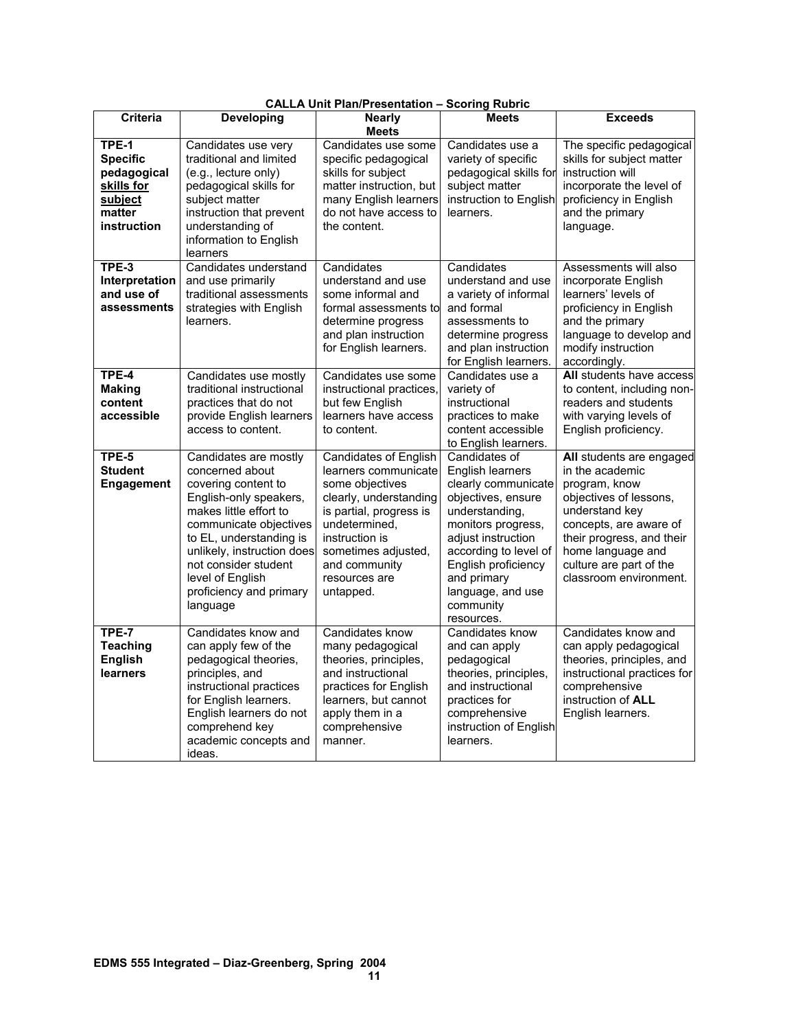**CALLA Unit Plan/Presentation – Scoring Rubric**

| Criteria | Developing | Nearly Meets | Meets | Exceeds |
|---|---|---|---|---|
| **TPE-1 Specific pedagogical <u>skills for subject</u> matter instruction** | Candidates use very traditional and limited (e.g., lecture only) pedagogical skills for subject matter instruction that prevent understanding of information to English learners | Candidates use some specific pedagogical skills for subject matter instruction, but many English learners do not have access to the content. | Candidates use a variety of specific pedagogical skills for subject matter instruction to English learners. | The specific pedagogical skills for subject matter instruction will incorporate the level of proficiency in English and the primary language. |
| **TPE-3 Interpretation and use of assessments** | Candidates understand and use primarily traditional assessments strategies with English learners. | Candidates understand and use some informal and formal assessments to determine progress and plan instruction for English learners. | Candidates understand and use a variety of informal and formal assessments to determine progress and plan instruction for English learners. | Assessments will also incorporate English learners' levels of proficiency in English and the primary language to develop and modify instruction accordingly. |
| **TPE-4 Making content accessible** | Candidates use mostly traditional instructional practices that do not provide English learners access to content. | Candidates use some instructional practices, but few English learners have access to content. | Candidates use a variety of instructional practices to make content accessible to English learners. | **All** students have access to content, including non-readers and students with varying levels of English proficiency. |
| **TPE-5 Student Engagement** | Candidates are mostly concerned about covering content to English-only speakers, makes little effort to communicate objectives to EL, understanding is unlikely, instruction does not consider student level of English proficiency and primary language | Candidates of English learners communicate some objectives clearly, understanding is partial, progress is undetermined, instruction is sometimes adjusted, and community resources are untapped. | Candidates of English learners clearly communicate objectives, ensure understanding, monitors progress, adjust instruction according to level of English proficiency and primary language, and use community resources. | **All** students are engaged in the academic program, know objectives of lessons, understand key concepts, are aware of their progress, and their home language and culture are part of the classroom environment. |
| **TPE-7 Teaching English learners** | Candidates know and can apply few of the pedagogical theories, principles, and instructional practices for English learners. English learners do not comprehend key academic concepts and ideas. | Candidates know many pedagogical theories, principles, and instructional practices for English learners, but cannot apply them in a comprehensive manner. | Candidates know and can apply pedagogical theories, principles, and instructional practices for comprehensive instruction of English learners. | Candidates know and can apply pedagogical theories, principles, and instructional practices for comprehensive instruction of **ALL** English learners. |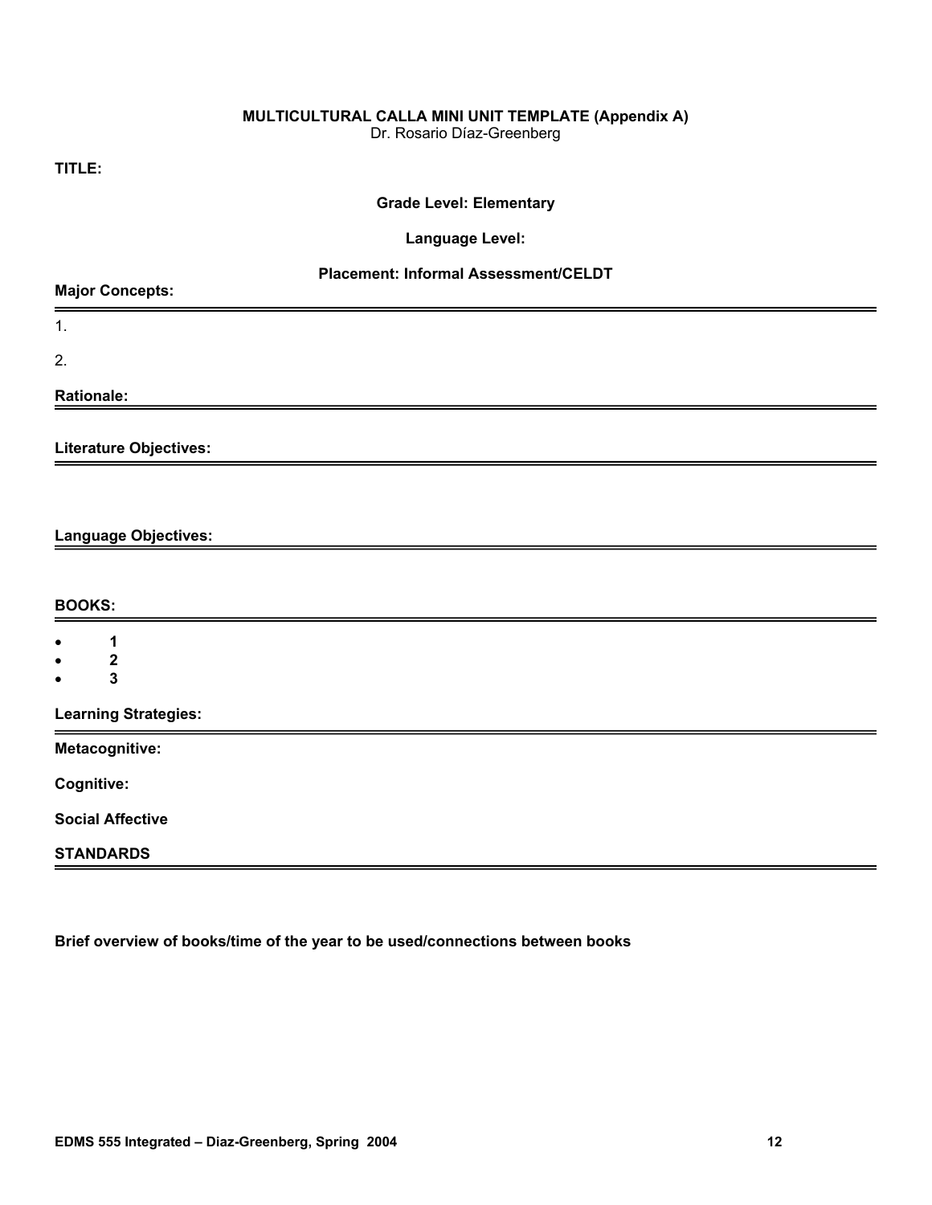**MULTICULTURAL CALLA MINI UNIT TEMPLATE (Appendix A)**
Dr. Rosario Díaz-Greenberg

**TITLE:**

**Grade Level: Elementary**

**Language Level:**

**Placement: Informal Assessment/CELDT**

**Major Concepts:**

1.

2.

**Rationale:**

**Literature Objectives:**

**Language Objectives:**

**BOOKS:**

- **1**
- **2**
- **3**

**Learning Strategies:**

**Metacognitive:**

**Cognitive:**

**Social Affective**

**STANDARDS**

**Brief overview of books/time of the year to be used/connections between books**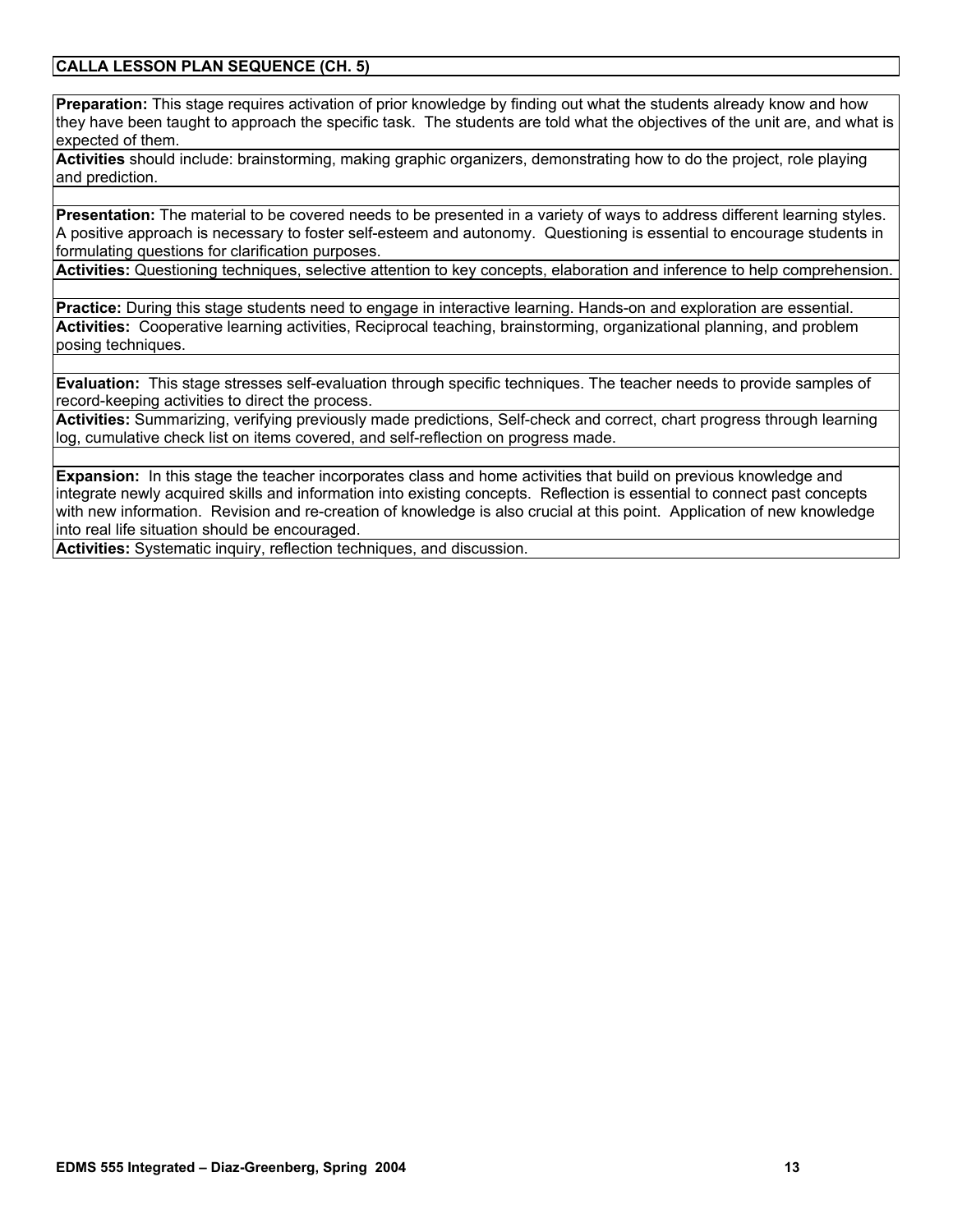## CALLA LESSON PLAN SEQUENCE (CH. 5)

**Preparation:** This stage requires activation of prior knowledge by finding out what the students already know and how they have been taught to approach the specific task. The students are told what the objectives of the unit are, and what is expected of them.

**Activities** should include: brainstorming, making graphic organizers, demonstrating how to do the project, role playing and prediction.

**Presentation:** The material to be covered needs to be presented in a variety of ways to address different learning styles. A positive approach is necessary to foster self-esteem and autonomy. Questioning is essential to encourage students in formulating questions for clarification purposes.

**Activities:** Questioning techniques, selective attention to key concepts, elaboration and inference to help comprehension.

**Practice:** During this stage students need to engage in interactive learning. Hands-on and exploration are essential.

**Activities:** Cooperative learning activities, Reciprocal teaching, brainstorming, organizational planning, and problem posing techniques.

**Evaluation:** This stage stresses self-evaluation through specific techniques. The teacher needs to provide samples of record-keeping activities to direct the process.

**Activities:** Summarizing, verifying previously made predictions, Self-check and correct, chart progress through learning log, cumulative check list on items covered, and self-reflection on progress made.

**Expansion:** In this stage the teacher incorporates class and home activities that build on previous knowledge and integrate newly acquired skills and information into existing concepts. Reflection is essential to connect past concepts with new information. Revision and re-creation of knowledge is also crucial at this point. Application of new knowledge into real life situation should be encouraged.

**Activities:** Systematic inquiry, reflection techniques, and discussion.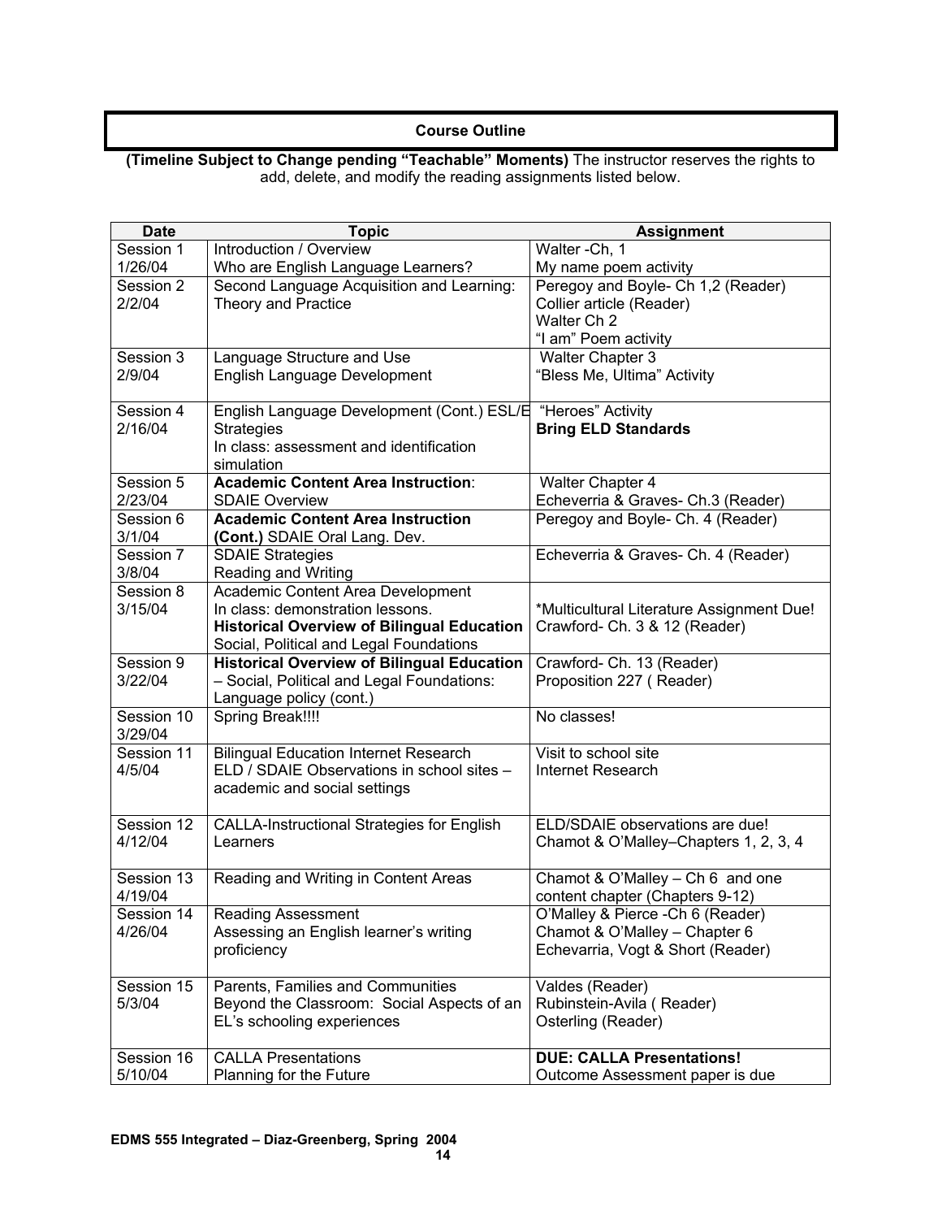## Course Outline

**(Timeline Subject to Change pending "Teachable" Moments)** The instructor reserves the rights to add, delete, and modify the reading assignments listed below.

| Date | Topic | Assignment |
|---|---|---|
| Session 1 1/26/04 | Introduction / Overview Who are English Language Learners? | Walter -Ch, 1 My name poem activity |
| Session 2 2/2/04 | Second Language Acquisition and Learning: Theory and Practice | Peregoy and Boyle- Ch 1,2 (Reader) Collier article (Reader) Walter Ch 2 "I am" Poem activity |
| Session 3 2/9/04 | Language Structure and Use English Language Development | Walter Chapter 3 "Bless Me, Ultima" Activity |
| Session 4 2/16/04 | English Language Development (Cont.) ESL/E Strategies In class: assessment and identification simulation | "Heroes" Activity **Bring ELD Standards** |
| Session 5 2/23/04 | **Academic Content Area Instruction**: SDAIE Overview | Walter Chapter 4 Echeverria & Graves- Ch.3 (Reader) |
| Session 6 3/1/04 | **Academic Content Area Instruction (Cont.)** SDAIE Oral Lang. Dev. | Peregoy and Boyle- Ch. 4 (Reader) |
| Session 7 3/8/04 | SDAIE Strategies Reading and Writing | Echeverria & Graves- Ch. 4 (Reader) |
| Session 8 3/15/04 | Academic Content Area Development In class: demonstration lessons. **Historical Overview of Bilingual Education** Social, Political and Legal Foundations | *Multicultural Literature Assignment Due! Crawford- Ch. 3 & 12 (Reader) |
| Session 9 3/22/04 | **Historical Overview of Bilingual Education** – Social, Political and Legal Foundations: Language policy (cont.) | Crawford- Ch. 13 (Reader) Proposition 227 ( Reader) |
| Session 10 3/29/04 | Spring Break!!!! | No classes! |
| Session 11 4/5/04 | Bilingual Education Internet Research ELD / SDAIE Observations in school sites – academic and social settings | Visit to school site Internet Research |
| Session 12 4/12/04 | CALLA-Instructional Strategies for English Learners | ELD/SDAIE observations are due! Chamot & O'Malley–Chapters 1, 2, 3, 4 |
| Session 13 4/19/04 | Reading and Writing in Content Areas | Chamot & O'Malley – Ch 6 and one content chapter (Chapters 9-12) |
| Session 14 4/26/04 | Reading Assessment Assessing an English learner's writing proficiency | O'Malley & Pierce -Ch 6 (Reader) Chamot & O'Malley – Chapter 6 Echevarria, Vogt & Short (Reader) |
| Session 15 5/3/04 | Parents, Families and Communities Beyond the Classroom: Social Aspects of an EL's schooling experiences | Valdes (Reader) Rubinstein-Avila ( Reader) Osterling (Reader) |
| Session 16 5/10/04 | CALLA Presentations Planning for the Future | **DUE: CALLA Presentations!** Outcome Assessment paper is due |